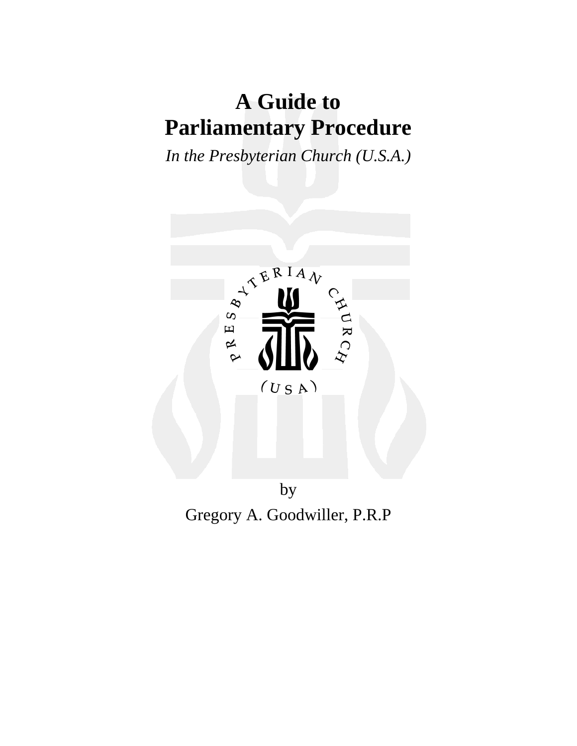# A Guide to Parliamentary Procedure

*In the Presbyterian Church (U.S.A.)*

by

Gregory A. Goodwiller, P.R.P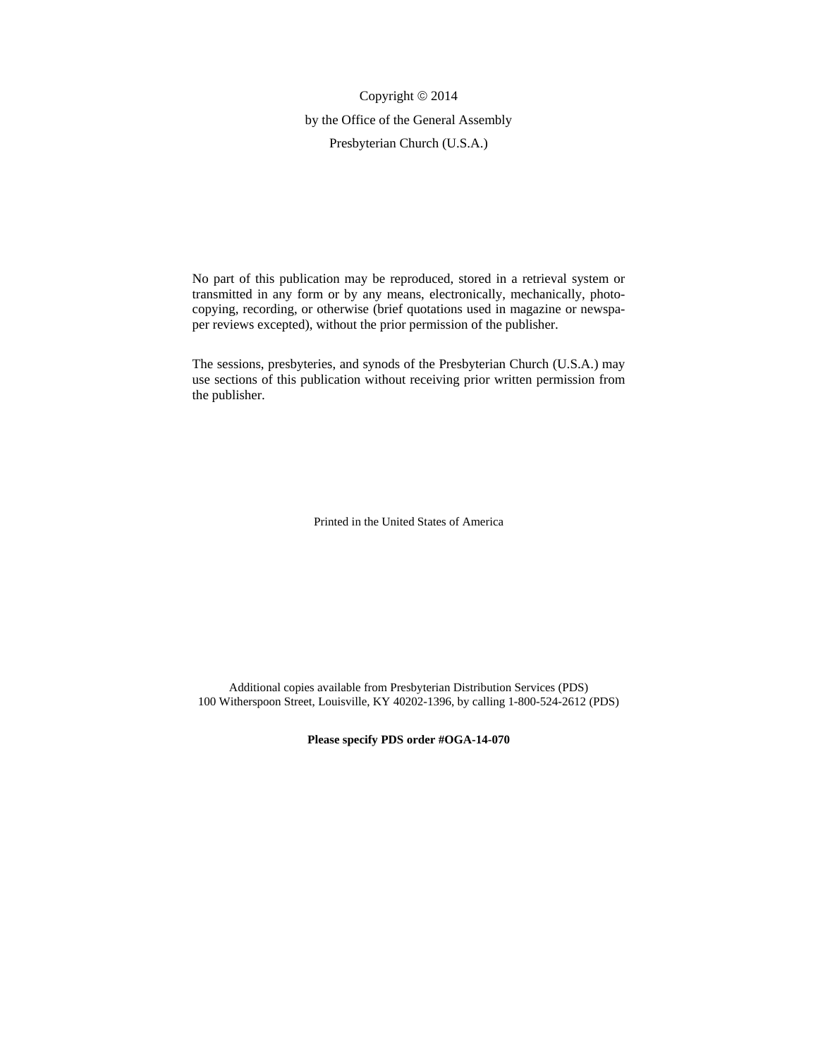Copyright © 2014

by the Office of the General Assembly

Presbyterian Church (U.S.A.)

No part of this publication may be reproduced, stored in a retrieval system or transmitted in any form or by any means, electronically, mechanically, photocopying, recording, or otherwise (brief quotations used in magazine or newspaper reviews excepted), without the prior permission of the publisher.

The sessions, presbyteries, and synods of the Presbyterian Church (U.S.A.) may use sections of this publication without receiving prior written permission from the publisher.

Printed in the United States of America

Additional copies available from Presbyterian Distribution Services (PDS)
100 Witherspoon Street, Louisville, KY 40202-1396, by calling 1-800-524-2612 (PDS)

**Please specify PDS order #OGA-14-070**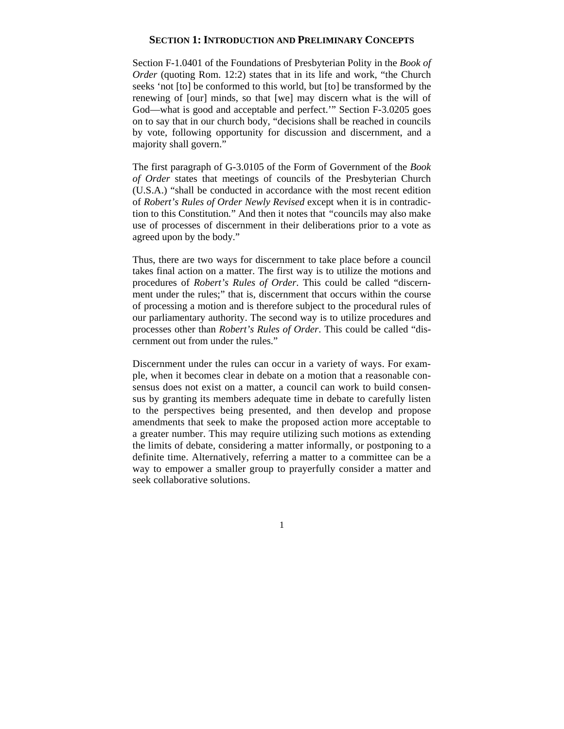## SECTION 1: INTRODUCTION AND PRELIMINARY CONCEPTS

Section F-1.0401 of the Foundations of Presbyterian Polity in the *Book of Order* (quoting Rom. 12:2) states that in its life and work, "the Church seeks 'not [to] be conformed to this world, but [to] be transformed by the renewing of [our] minds, so that [we] may discern what is the will of God—what is good and acceptable and perfect.'" Section F-3.0205 goes on to say that in our church body, "decisions shall be reached in councils by vote, following opportunity for discussion and discernment, and a majority shall govern."

The first paragraph of G-3.0105 of the Form of Government of the *Book of Order* states that meetings of councils of the Presbyterian Church (U.S.A.) "shall be conducted in accordance with the most recent edition of *Robert's Rules of Order Newly Revised* except when it is in contradiction to this Constitution." And then it notes that "councils may also make use of processes of discernment in their deliberations prior to a vote as agreed upon by the body."

Thus, there are two ways for discernment to take place before a council takes final action on a matter. The first way is to utilize the motions and procedures of *Robert's Rules of Order*. This could be called "discernment under the rules;" that is, discernment that occurs within the course of processing a motion and is therefore subject to the procedural rules of our parliamentary authority. The second way is to utilize procedures and processes other than *Robert's Rules of Order*. This could be called "discernment out from under the rules."

Discernment under the rules can occur in a variety of ways. For example, when it becomes clear in debate on a motion that a reasonable consensus does not exist on a matter, a council can work to build consensus by granting its members adequate time in debate to carefully listen to the perspectives being presented, and then develop and propose amendments that seek to make the proposed action more acceptable to a greater number. This may require utilizing such motions as extending the limits of debate, considering a matter informally, or postponing to a definite time. Alternatively, referring a matter to a committee can be a way to empower a smaller group to prayerfully consider a matter and seek collaborative solutions.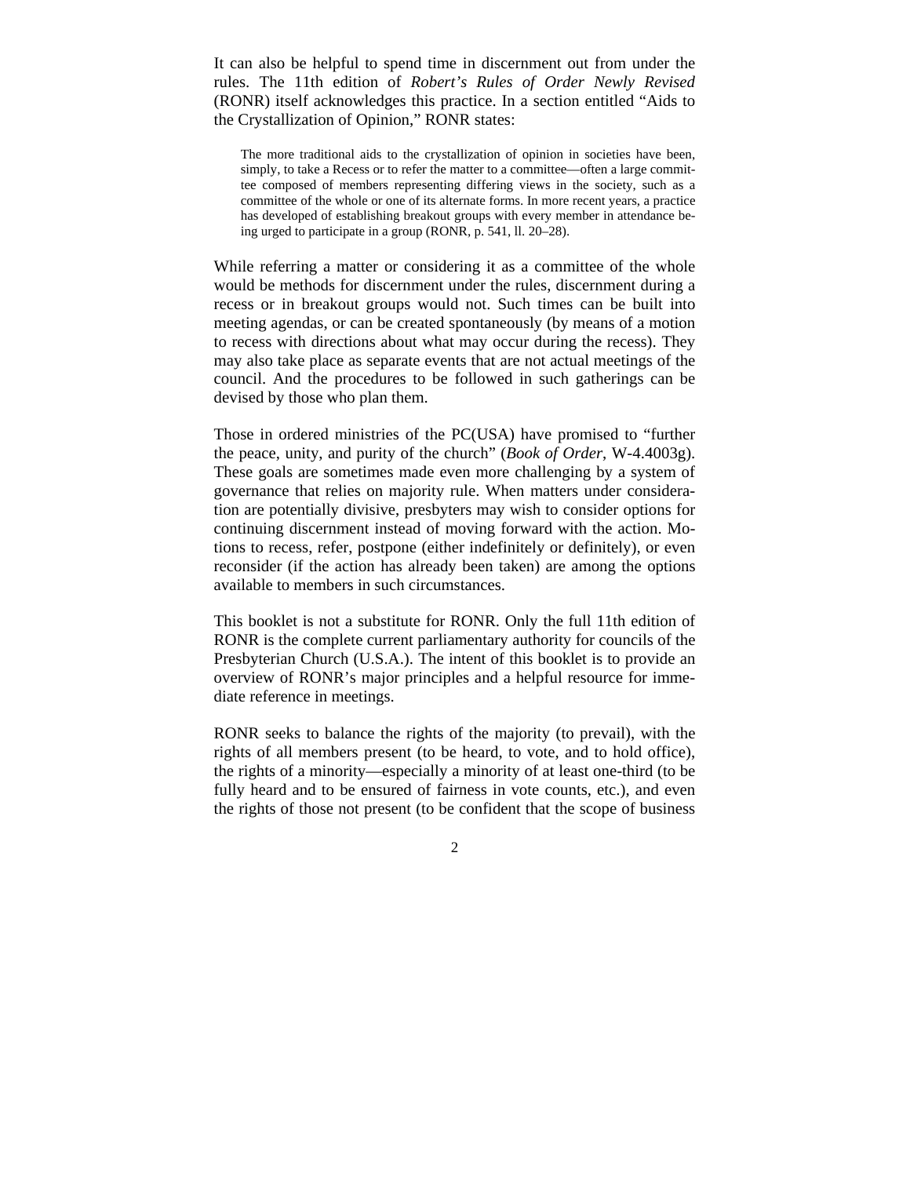It can also be helpful to spend time in discernment out from under the rules. The 11th edition of *Robert's Rules of Order Newly Revised* (RONR) itself acknowledges this practice. In a section entitled "Aids to the Crystallization of Opinion," RONR states:

> The more traditional aids to the crystallization of opinion in societies have been, simply, to take a Recess or to refer the matter to a committee—often a large committee composed of members representing differing views in the society, such as a committee of the whole or one of its alternate forms. In more recent years, a practice has developed of establishing breakout groups with every member in attendance being urged to participate in a group (RONR, p. 541, ll. 20–28).

While referring a matter or considering it as a committee of the whole would be methods for discernment under the rules, discernment during a recess or in breakout groups would not. Such times can be built into meeting agendas, or can be created spontaneously (by means of a motion to recess with directions about what may occur during the recess). They may also take place as separate events that are not actual meetings of the council. And the procedures to be followed in such gatherings can be devised by those who plan them.

Those in ordered ministries of the PC(USA) have promised to "further the peace, unity, and purity of the church" (*Book of Order*, W-4.4003g). These goals are sometimes made even more challenging by a system of governance that relies on majority rule. When matters under consideration are potentially divisive, presbyters may wish to consider options for continuing discernment instead of moving forward with the action. Motions to recess, refer, postpone (either indefinitely or definitely), or even reconsider (if the action has already been taken) are among the options available to members in such circumstances.

This booklet is not a substitute for RONR. Only the full 11th edition of RONR is the complete current parliamentary authority for councils of the Presbyterian Church (U.S.A.). The intent of this booklet is to provide an overview of RONR's major principles and a helpful resource for immediate reference in meetings.

RONR seeks to balance the rights of the majority (to prevail), with the rights of all members present (to be heard, to vote, and to hold office), the rights of a minority—especially a minority of at least one-third (to be fully heard and to be ensured of fairness in vote counts, etc.), and even the rights of those not present (to be confident that the scope of business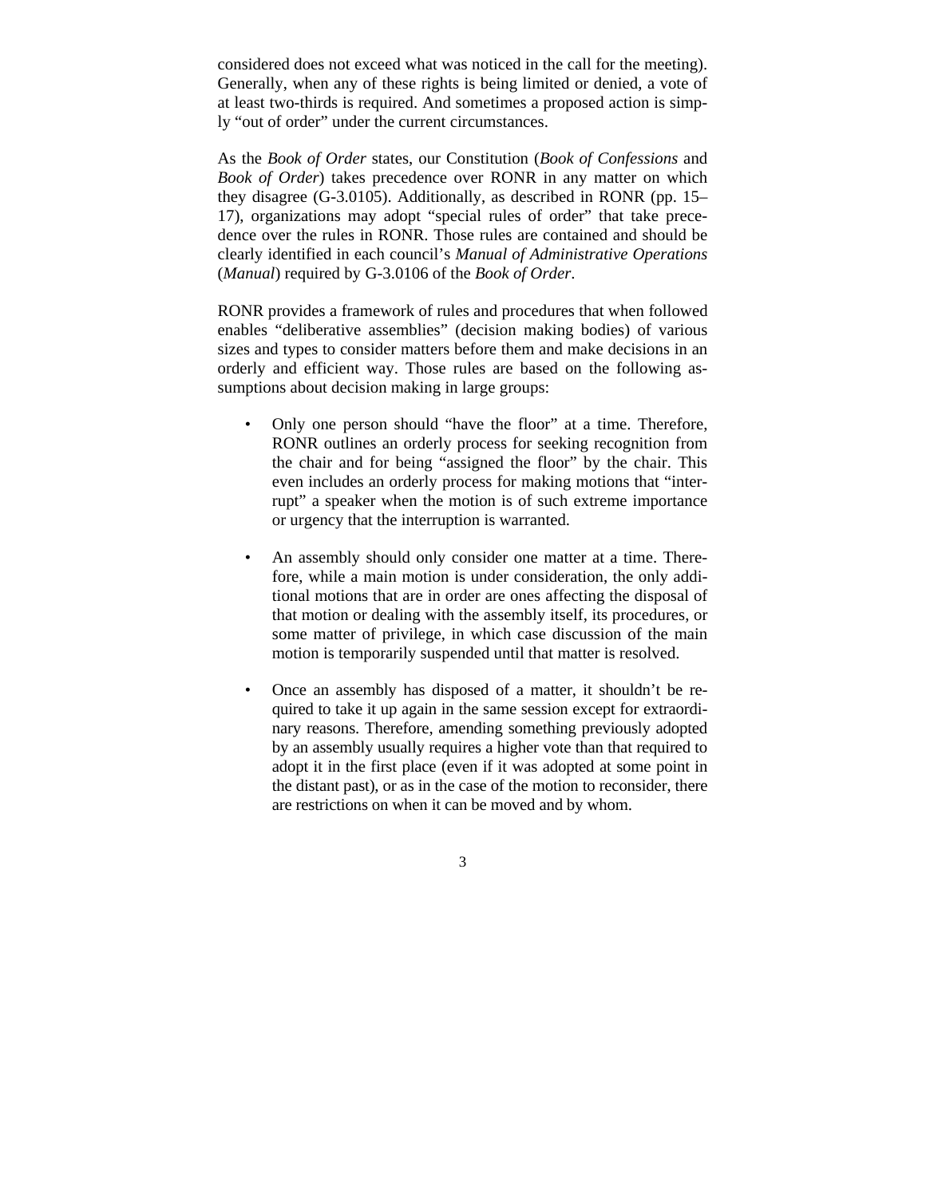considered does not exceed what was noticed in the call for the meeting). Generally, when any of these rights is being limited or denied, a vote of at least two-thirds is required. And sometimes a proposed action is simply "out of order" under the current circumstances.

As the *Book of Order* states, our Constitution (*Book of Confessions* and *Book of Order*) takes precedence over RONR in any matter on which they disagree (G-3.0105). Additionally, as described in RONR (pp. 15–17), organizations may adopt "special rules of order" that take precedence over the rules in RONR. Those rules are contained and should be clearly identified in each council's *Manual of Administrative Operations* (*Manual*) required by G-3.0106 of the *Book of Order*.

RONR provides a framework of rules and procedures that when followed enables "deliberative assemblies" (decision making bodies) of various sizes and types to consider matters before them and make decisions in an orderly and efficient way. Those rules are based on the following assumptions about decision making in large groups:

- Only one person should "have the floor" at a time. Therefore, RONR outlines an orderly process for seeking recognition from the chair and for being "assigned the floor" by the chair. This even includes an orderly process for making motions that "interrupt" a speaker when the motion is of such extreme importance or urgency that the interruption is warranted.

- An assembly should only consider one matter at a time. Therefore, while a main motion is under consideration, the only additional motions that are in order are ones affecting the disposal of that motion or dealing with the assembly itself, its procedures, or some matter of privilege, in which case discussion of the main motion is temporarily suspended until that matter is resolved.

- Once an assembly has disposed of a matter, it shouldn't be required to take it up again in the same session except for extraordinary reasons. Therefore, amending something previously adopted by an assembly usually requires a higher vote than that required to adopt it in the first place (even if it was adopted at some point in the distant past), or as in the case of the motion to reconsider, there are restrictions on when it can be moved and by whom.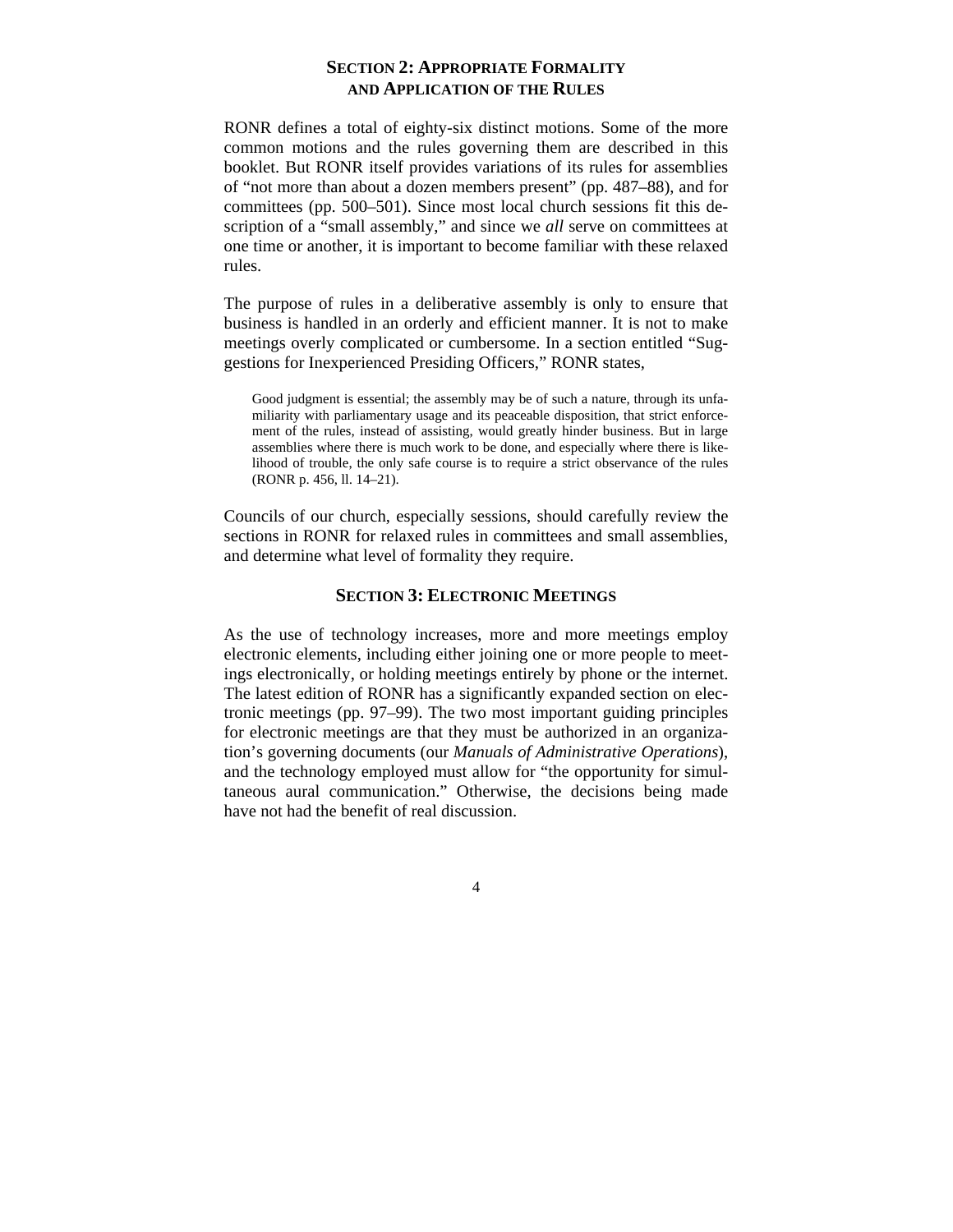## Section 2: Appropriate Formality and Application of the Rules

RONR defines a total of eighty-six distinct motions. Some of the more common motions and the rules governing them are described in this booklet. But RONR itself provides variations of its rules for assemblies of "not more than about a dozen members present" (pp. 487–88), and for committees (pp. 500–501). Since most local church sessions fit this description of a "small assembly," and since we *all* serve on committees at one time or another, it is important to become familiar with these relaxed rules.

The purpose of rules in a deliberative assembly is only to ensure that business is handled in an orderly and efficient manner. It is not to make meetings overly complicated or cumbersome. In a section entitled "Suggestions for Inexperienced Presiding Officers," RONR states,

> Good judgment is essential; the assembly may be of such a nature, through its unfamiliarity with parliamentary usage and its peaceable disposition, that strict enforcement of the rules, instead of assisting, would greatly hinder business. But in large assemblies where there is much work to be done, and especially where there is likelihood of trouble, the only safe course is to require a strict observance of the rules (RONR p. 456, ll. 14–21).

Councils of our church, especially sessions, should carefully review the sections in RONR for relaxed rules in committees and small assemblies, and determine what level of formality they require.

## Section 3: Electronic Meetings

As the use of technology increases, more and more meetings employ electronic elements, including either joining one or more people to meetings electronically, or holding meetings entirely by phone or the internet. The latest edition of RONR has a significantly expanded section on electronic meetings (pp. 97–99). The two most important guiding principles for electronic meetings are that they must be authorized in an organization's governing documents (our *Manuals of Administrative Operations*), and the technology employed must allow for "the opportunity for simultaneous aural communication." Otherwise, the decisions being made have not had the benefit of real discussion.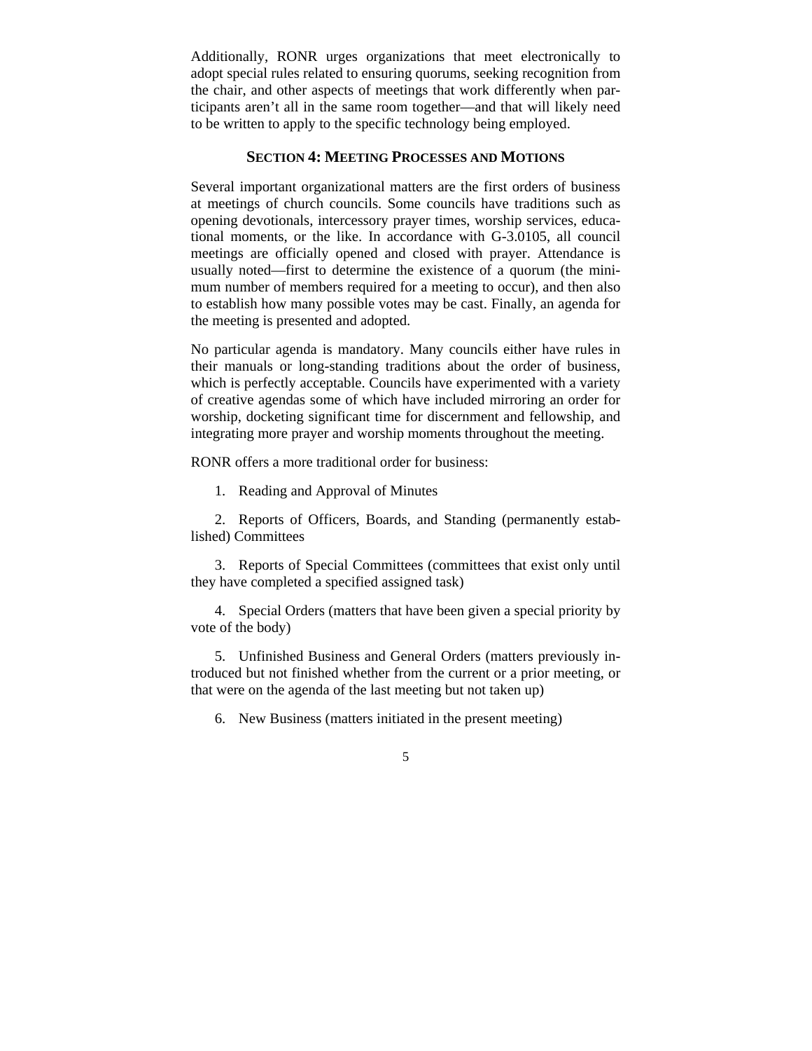Additionally, RONR urges organizations that meet electronically to adopt special rules related to ensuring quorums, seeking recognition from the chair, and other aspects of meetings that work differently when participants aren't all in the same room together—and that will likely need to be written to apply to the specific technology being employed.

## SECTION 4: MEETING PROCESSES AND MOTIONS

Several important organizational matters are the first orders of business at meetings of church councils. Some councils have traditions such as opening devotionals, intercessory prayer times, worship services, educational moments, or the like. In accordance with G-3.0105, all council meetings are officially opened and closed with prayer. Attendance is usually noted—first to determine the existence of a quorum (the minimum number of members required for a meeting to occur), and then also to establish how many possible votes may be cast. Finally, an agenda for the meeting is presented and adopted.

No particular agenda is mandatory. Many councils either have rules in their manuals or long-standing traditions about the order of business, which is perfectly acceptable. Councils have experimented with a variety of creative agendas some of which have included mirroring an order for worship, docketing significant time for discernment and fellowship, and integrating more prayer and worship moments throughout the meeting.

RONR offers a more traditional order for business:

1. Reading and Approval of Minutes
2. Reports of Officers, Boards, and Standing (permanently established) Committees
3. Reports of Special Committees (committees that exist only until they have completed a specified assigned task)
4. Special Orders (matters that have been given a special priority by vote of the body)
5. Unfinished Business and General Orders (matters previously introduced but not finished whether from the current or a prior meeting, or that were on the agenda of the last meeting but not taken up)
6. New Business (matters initiated in the present meeting)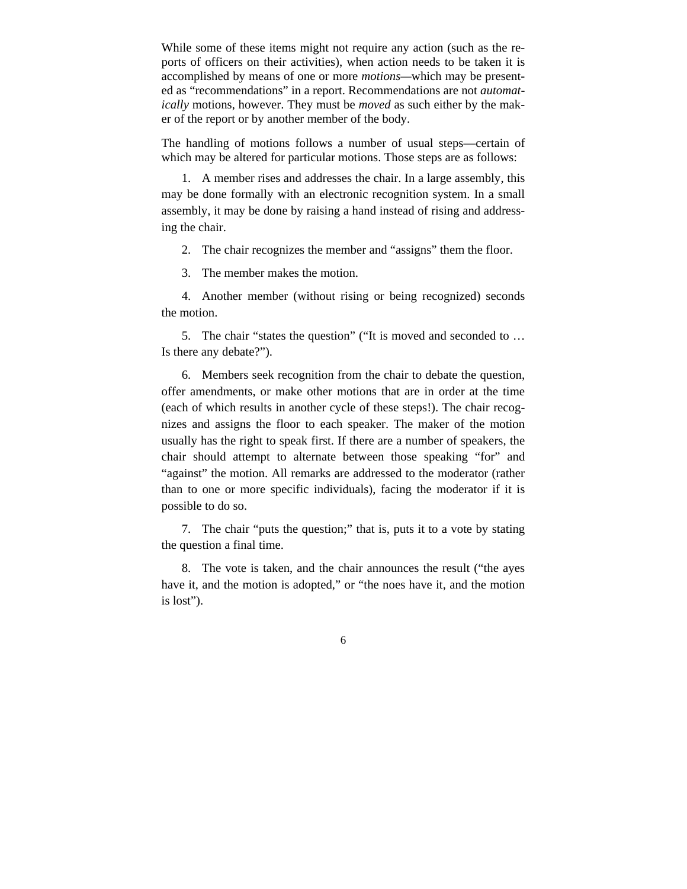While some of these items might not require any action (such as the reports of officers on their activities), when action needs to be taken it is accomplished by means of one or more *motions*—which may be presented as "recommendations" in a report. Recommendations are not *automatically* motions, however. They must be *moved* as such either by the maker of the report or by another member of the body.

The handling of motions follows a number of usual steps—certain of which may be altered for particular motions. Those steps are as follows:

1. A member rises and addresses the chair. In a large assembly, this may be done formally with an electronic recognition system. In a small assembly, it may be done by raising a hand instead of rising and addressing the chair.

2. The chair recognizes the member and "assigns" them the floor.

3. The member makes the motion.

4. Another member (without rising or being recognized) seconds the motion.

5. The chair "states the question" ("It is moved and seconded to … Is there any debate?").

6. Members seek recognition from the chair to debate the question, offer amendments, or make other motions that are in order at the time (each of which results in another cycle of these steps!). The chair recognizes and assigns the floor to each speaker. The maker of the motion usually has the right to speak first. If there are a number of speakers, the chair should attempt to alternate between those speaking "for" and "against" the motion. All remarks are addressed to the moderator (rather than to one or more specific individuals), facing the moderator if it is possible to do so.

7. The chair "puts the question;" that is, puts it to a vote by stating the question a final time.

8. The vote is taken, and the chair announces the result ("the ayes have it, and the motion is adopted," or "the noes have it, and the motion is lost").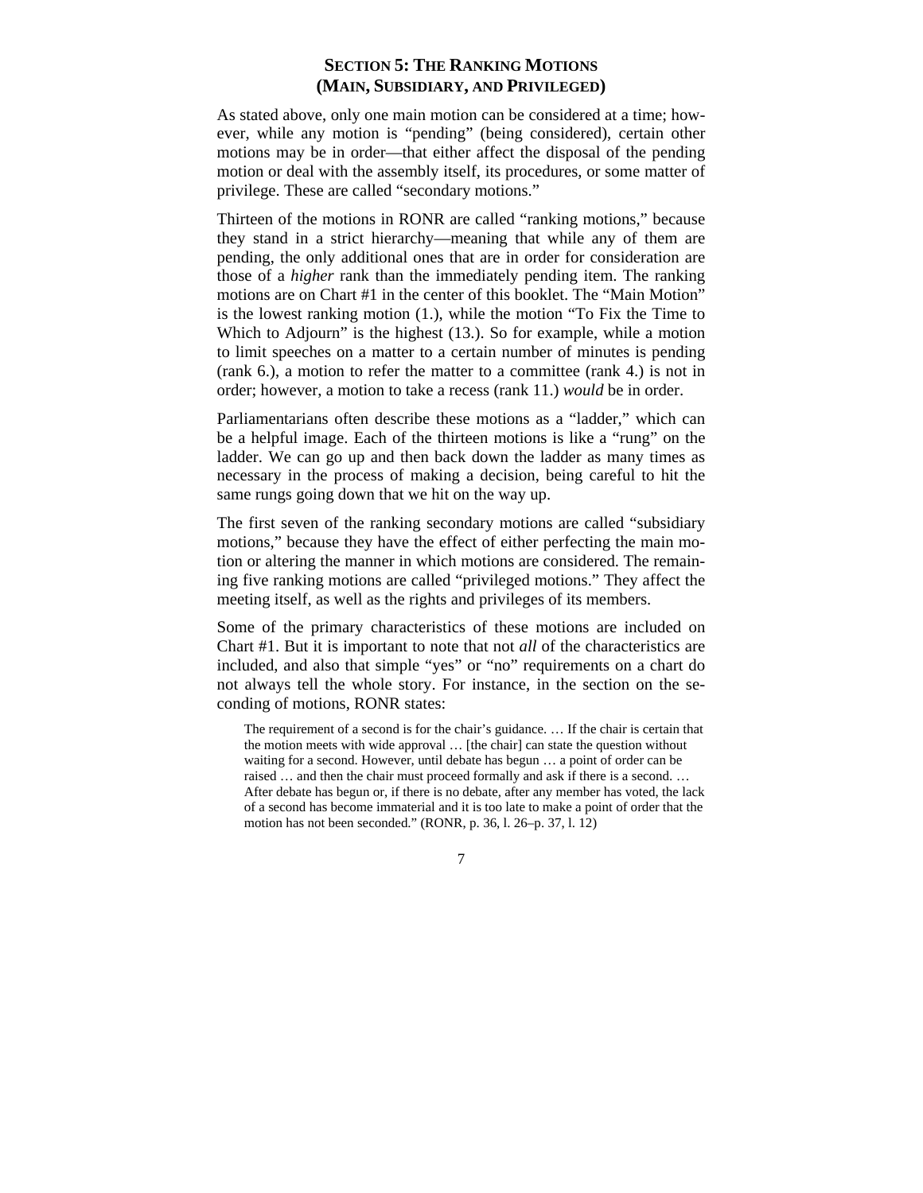## SECTION 5: THE RANKING MOTIONS (MAIN, SUBSIDIARY, AND PRIVILEGED)

As stated above, only one main motion can be considered at a time; however, while any motion is "pending" (being considered), certain other motions may be in order—that either affect the disposal of the pending motion or deal with the assembly itself, its procedures, or some matter of privilege. These are called "secondary motions."

Thirteen of the motions in RONR are called "ranking motions," because they stand in a strict hierarchy—meaning that while any of them are pending, the only additional ones that are in order for consideration are those of a *higher* rank than the immediately pending item. The ranking motions are on Chart #1 in the center of this booklet. The "Main Motion" is the lowest ranking motion (1.), while the motion "To Fix the Time to Which to Adjourn" is the highest (13.). So for example, while a motion to limit speeches on a matter to a certain number of minutes is pending (rank 6.), a motion to refer the matter to a committee (rank 4.) is not in order; however, a motion to take a recess (rank 11.) *would* be in order.

Parliamentarians often describe these motions as a "ladder," which can be a helpful image. Each of the thirteen motions is like a "rung" on the ladder. We can go up and then back down the ladder as many times as necessary in the process of making a decision, being careful to hit the same rungs going down that we hit on the way up.

The first seven of the ranking secondary motions are called "subsidiary motions," because they have the effect of either perfecting the main motion or altering the manner in which motions are considered. The remaining five ranking motions are called "privileged motions." They affect the meeting itself, as well as the rights and privileges of its members.

Some of the primary characteristics of these motions are included on Chart #1. But it is important to note that not *all* of the characteristics are included, and also that simple "yes" or "no" requirements on a chart do not always tell the whole story. For instance, in the section on the seconding of motions, RONR states:

> The requirement of a second is for the chair's guidance. … If the chair is certain that the motion meets with wide approval … [the chair] can state the question without waiting for a second. However, until debate has begun … a point of order can be raised … and then the chair must proceed formally and ask if there is a second. … After debate has begun or, if there is no debate, after any member has voted, the lack of a second has become immaterial and it is too late to make a point of order that the motion has not been seconded." (RONR, p. 36, l. 26–p. 37, l. 12)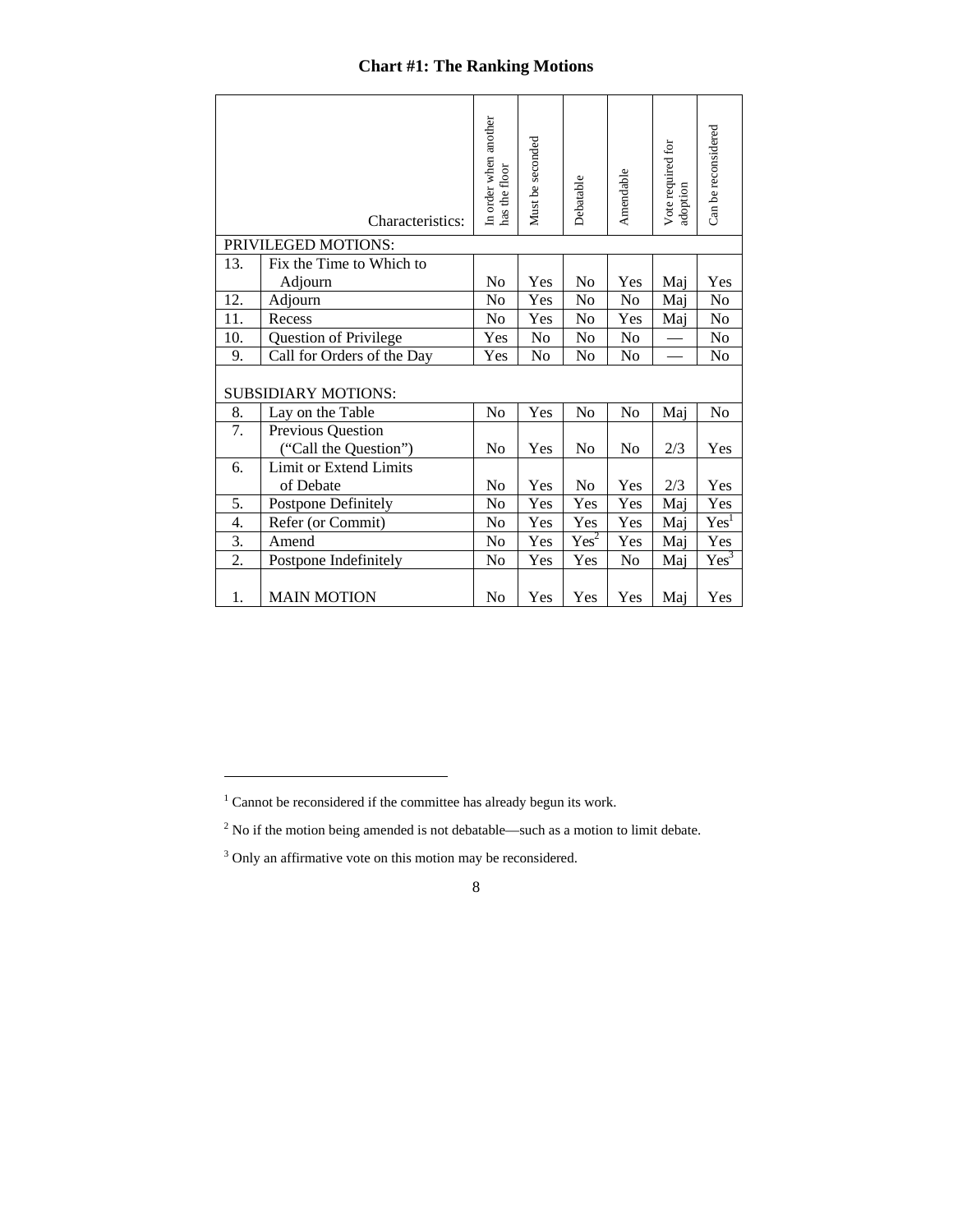# Chart #1: The Ranking Motions

| | Characteristics: | In order when another has the floor | Must be seconded | Debatable | Amendable | Vote required for adoption | Can be reconsidered |
|---|---|---|---|---|---|---|---|
| PRIVILEGED MOTIONS: | | | | | | | |
| 13. | Fix the Time to Which to Adjourn | No | Yes | No | Yes | Maj | Yes |
| 12. | Adjourn | No | Yes | No | No | Maj | No |
| 11. | Recess | No | Yes | No | Yes | Maj | No |
| 10. | Question of Privilege | Yes | No | No | No | — | No |
| 9. | Call for Orders of the Day | Yes | No | No | No | — | No |
| SUBSIDIARY MOTIONS: | | | | | | | |
| 8. | Lay on the Table | No | Yes | No | No | Maj | No |
| 7. | Previous Question (“Call the Question”) | No | Yes | No | No | 2/3 | Yes |
| 6. | Limit or Extend Limits of Debate | No | Yes | No | Yes | 2/3 | Yes |
| 5. | Postpone Definitely | No | Yes | Yes | Yes | Maj | Yes |
| 4. | Refer (or Commit) | No | Yes | Yes | Yes | Maj | Yes[1] |
| 3. | Amend | No | Yes | Yes[2] | Yes | Maj | Yes |
| 2. | Postpone Indefinitely | No | Yes | Yes | No | Maj | Yes[3] |
| 1. | MAIN MOTION | No | Yes | Yes | Yes | Maj | Yes |

[1] Cannot be reconsidered if the committee has already begun its work.

[2] No if the motion being amended is not debatable—such as a motion to limit debate.

[3] Only an affirmative vote on this motion may be reconsidered.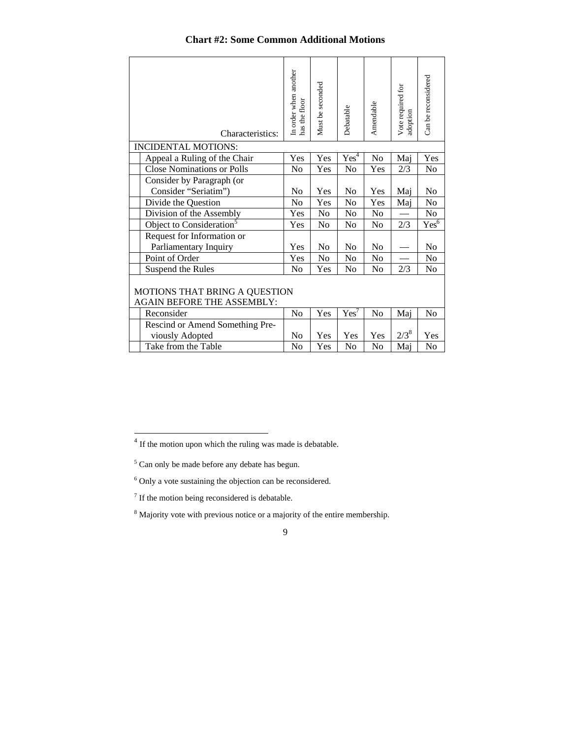**Chart #2: Some Common Additional Motions**

| Characteristics: | In order when another has the floor | Must be seconded | Debatable | Amendable | Vote required for adoption | Can be reconsidered |
|---|---|---|---|---|---|---|
| INCIDENTAL MOTIONS: | | | | | | |
| Appeal a Ruling of the Chair | Yes | Yes | Yes[4] | No | Maj | Yes |
| Close Nominations or Polls | No | Yes | No | Yes | 2/3 | No |
| Consider by Paragraph (or Consider "Seriatim") | No | Yes | No | Yes | Maj | No |
| Divide the Question | No | Yes | No | Yes | Maj | No |
| Division of the Assembly | Yes | No | No | No | — | No |
| Object to Consideration[5] | Yes | No | No | No | 2/3 | Yes[6] |
| Request for Information or Parliamentary Inquiry | Yes | No | No | No | — | No |
| Point of Order | Yes | No | No | No | — | No |
| Suspend the Rules | No | Yes | No | No | 2/3 | No |
| MOTIONS THAT BRING A QUESTION AGAIN BEFORE THE ASSEMBLY: | | | | | | |
| Reconsider | No | Yes | Yes[7] | No | Maj | No |
| Rescind or Amend Something Previously Adopted | No | Yes | Yes | Yes | 2/3[8] | Yes |
| Take from the Table | No | Yes | No | No | Maj | No |

[4] If the motion upon which the ruling was made is debatable.

[5] Can only be made before any debate has begun.

[6] Only a vote sustaining the objection can be reconsidered.

[7] If the motion being reconsidered is debatable.

[8] Majority vote with previous notice or a majority of the entire membership.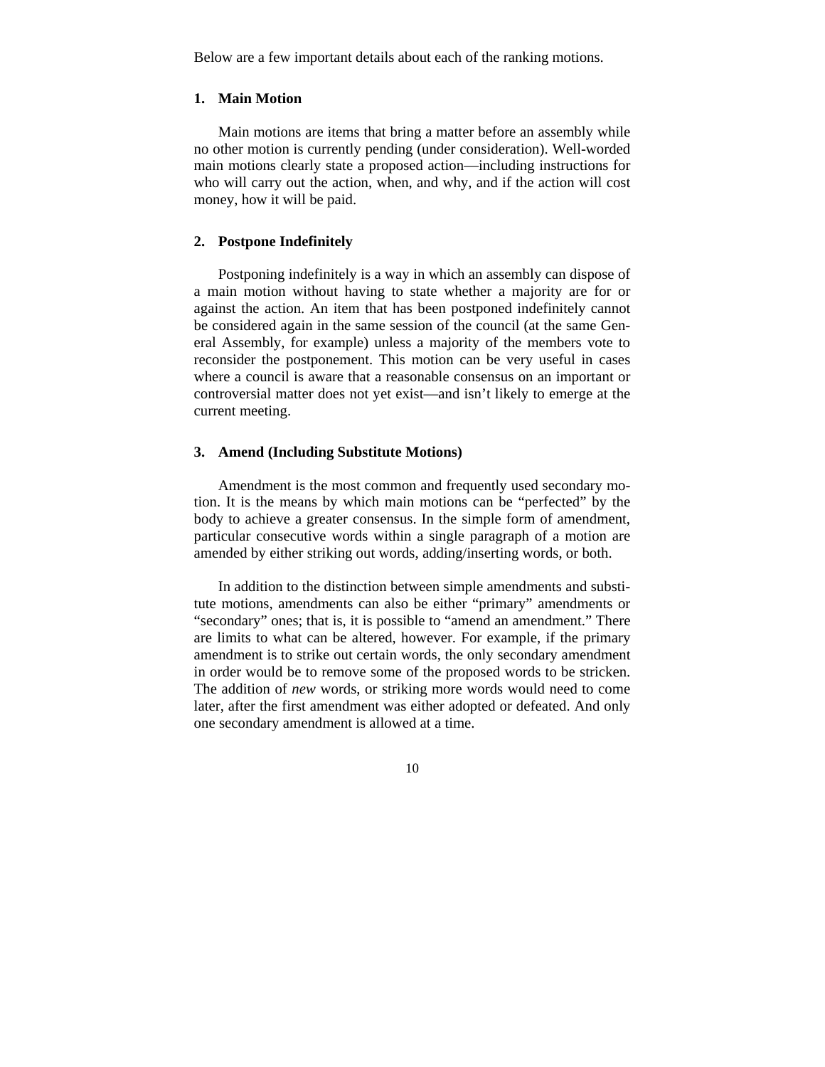Below are a few important details about each of the ranking motions.

### 1. Main Motion

Main motions are items that bring a matter before an assembly while no other motion is currently pending (under consideration). Well-worded main motions clearly state a proposed action—including instructions for who will carry out the action, when, and why, and if the action will cost money, how it will be paid.

### 2. Postpone Indefinitely

Postponing indefinitely is a way in which an assembly can dispose of a main motion without having to state whether a majority are for or against the action. An item that has been postponed indefinitely cannot be considered again in the same session of the council (at the same General Assembly, for example) unless a majority of the members vote to reconsider the postponement. This motion can be very useful in cases where a council is aware that a reasonable consensus on an important or controversial matter does not yet exist—and isn't likely to emerge at the current meeting.

### 3. Amend (Including Substitute Motions)

Amendment is the most common and frequently used secondary motion. It is the means by which main motions can be "perfected" by the body to achieve a greater consensus. In the simple form of amendment, particular consecutive words within a single paragraph of a motion are amended by either striking out words, adding/inserting words, or both.

In addition to the distinction between simple amendments and substitute motions, amendments can also be either "primary" amendments or "secondary" ones; that is, it is possible to "amend an amendment." There are limits to what can be altered, however. For example, if the primary amendment is to strike out certain words, the only secondary amendment in order would be to remove some of the proposed words to be stricken. The addition of *new* words, or striking more words would need to come later, after the first amendment was either adopted or defeated. And only one secondary amendment is allowed at a time.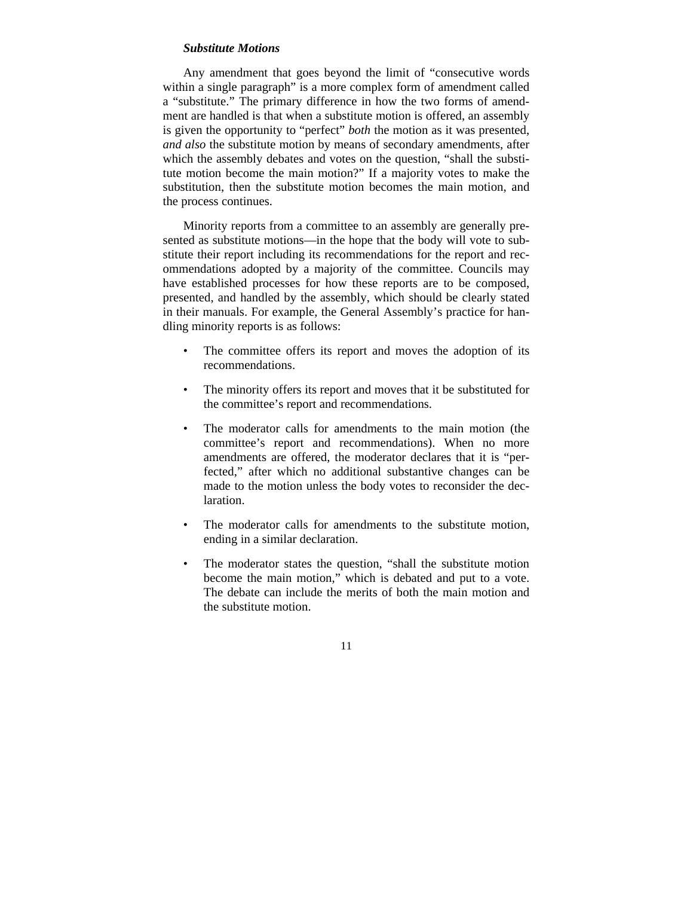### *Substitute Motions*

Any amendment that goes beyond the limit of "consecutive words within a single paragraph" is a more complex form of amendment called a "substitute." The primary difference in how the two forms of amendment are handled is that when a substitute motion is offered, an assembly is given the opportunity to "perfect" *both* the motion as it was presented, *and also* the substitute motion by means of secondary amendments, after which the assembly debates and votes on the question, "shall the substitute motion become the main motion?" If a majority votes to make the substitution, then the substitute motion becomes the main motion, and the process continues.

Minority reports from a committee to an assembly are generally presented as substitute motions—in the hope that the body will vote to substitute their report including its recommendations for the report and recommendations adopted by a majority of the committee. Councils may have established processes for how these reports are to be composed, presented, and handled by the assembly, which should be clearly stated in their manuals. For example, the General Assembly's practice for handling minority reports is as follows:

- The committee offers its report and moves the adoption of its recommendations.
- The minority offers its report and moves that it be substituted for the committee's report and recommendations.
- The moderator calls for amendments to the main motion (the committee's report and recommendations). When no more amendments are offered, the moderator declares that it is "perfected," after which no additional substantive changes can be made to the motion unless the body votes to reconsider the declaration.
- The moderator calls for amendments to the substitute motion, ending in a similar declaration.
- The moderator states the question, "shall the substitute motion become the main motion," which is debated and put to a vote. The debate can include the merits of both the main motion and the substitute motion.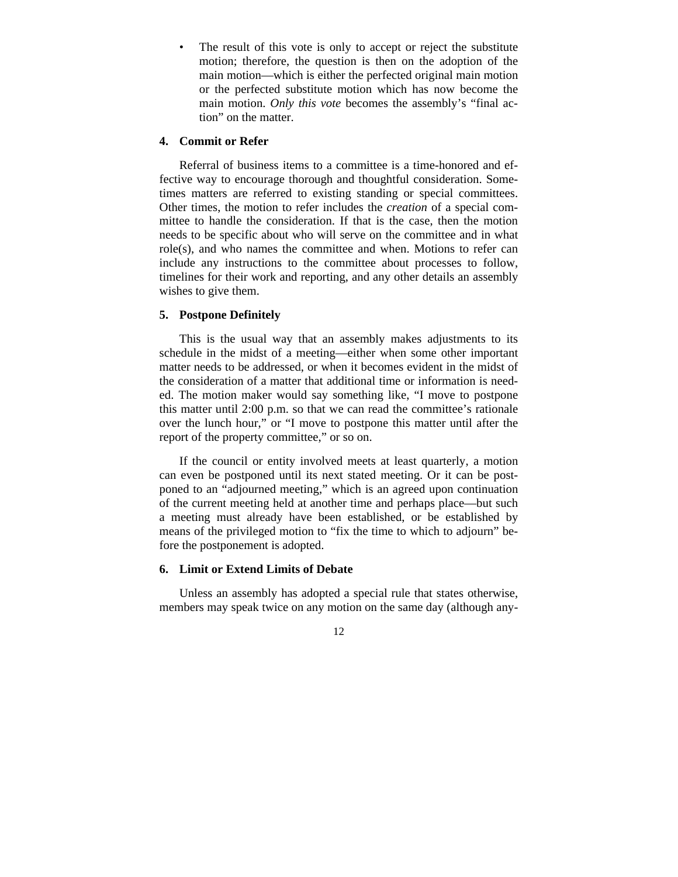- The result of this vote is only to accept or reject the substitute motion; therefore, the question is then on the adoption of the main motion—which is either the perfected original main motion or the perfected substitute motion which has now become the main motion. *Only this vote* becomes the assembly's "final action" on the matter.

### 4. Commit or Refer

Referral of business items to a committee is a time-honored and effective way to encourage thorough and thoughtful consideration. Sometimes matters are referred to existing standing or special committees. Other times, the motion to refer includes the *creation* of a special committee to handle the consideration. If that is the case, then the motion needs to be specific about who will serve on the committee and in what role(s), and who names the committee and when. Motions to refer can include any instructions to the committee about processes to follow, timelines for their work and reporting, and any other details an assembly wishes to give them.

### 5. Postpone Definitely

This is the usual way that an assembly makes adjustments to its schedule in the midst of a meeting—either when some other important matter needs to be addressed, or when it becomes evident in the midst of the consideration of a matter that additional time or information is needed. The motion maker would say something like, "I move to postpone this matter until 2:00 p.m. so that we can read the committee's rationale over the lunch hour," or "I move to postpone this matter until after the report of the property committee," or so on.

If the council or entity involved meets at least quarterly, a motion can even be postponed until its next stated meeting. Or it can be postponed to an "adjourned meeting," which is an agreed upon continuation of the current meeting held at another time and perhaps place—but such a meeting must already have been established, or be established by means of the privileged motion to "fix the time to which to adjourn" before the postponement is adopted.

### 6. Limit or Extend Limits of Debate

Unless an assembly has adopted a special rule that states otherwise, members may speak twice on any motion on the same day (although any-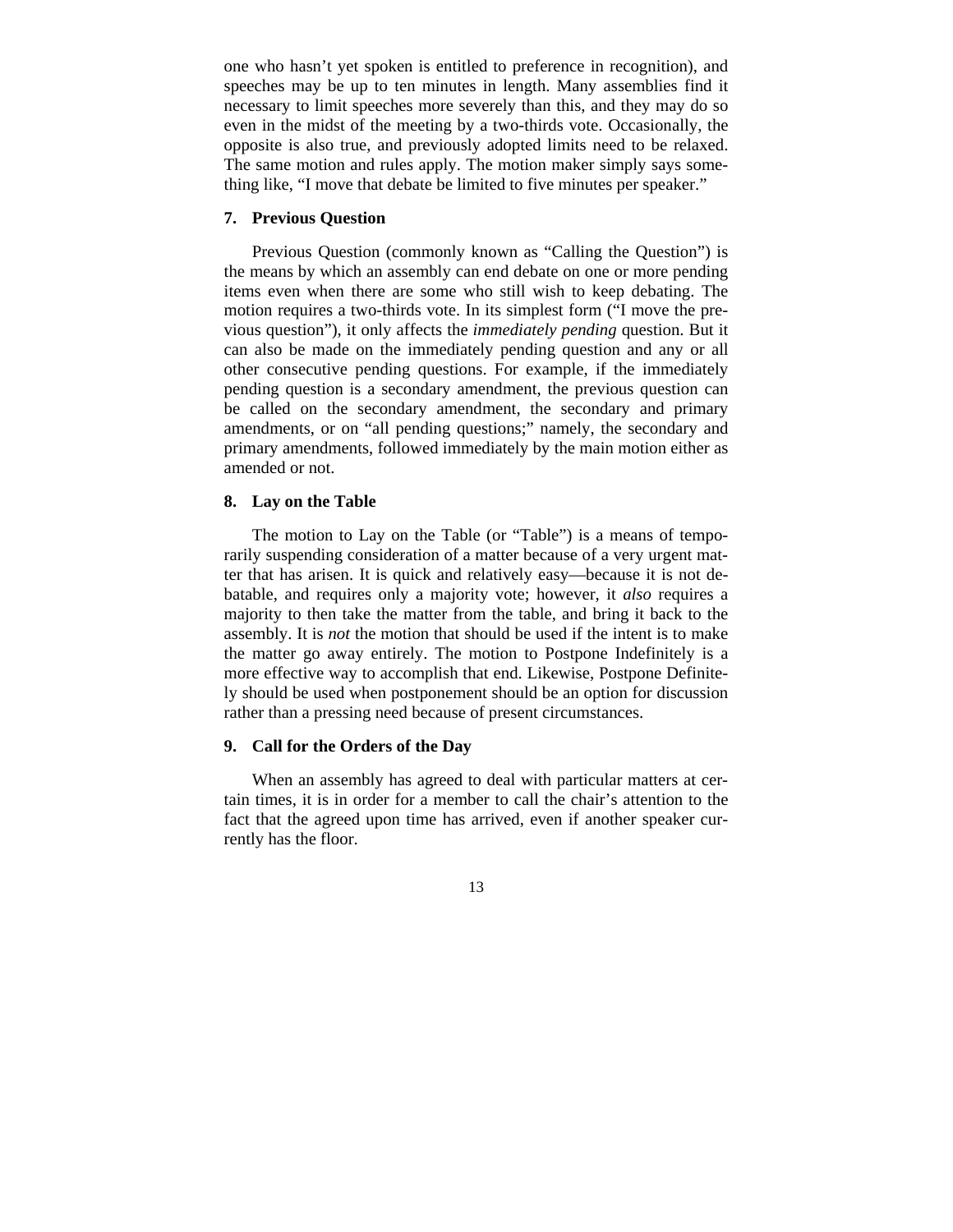one who hasn't yet spoken is entitled to preference in recognition), and speeches may be up to ten minutes in length. Many assemblies find it necessary to limit speeches more severely than this, and they may do so even in the midst of the meeting by a two-thirds vote. Occasionally, the opposite is also true, and previously adopted limits need to be relaxed. The same motion and rules apply. The motion maker simply says something like, "I move that debate be limited to five minutes per speaker."

### 7. Previous Question

Previous Question (commonly known as "Calling the Question") is the means by which an assembly can end debate on one or more pending items even when there are some who still wish to keep debating. The motion requires a two-thirds vote. In its simplest form ("I move the previous question"), it only affects the *immediately pending* question. But it can also be made on the immediately pending question and any or all other consecutive pending questions. For example, if the immediately pending question is a secondary amendment, the previous question can be called on the secondary amendment, the secondary and primary amendments, or on "all pending questions;" namely, the secondary and primary amendments, followed immediately by the main motion either as amended or not.

### 8. Lay on the Table

The motion to Lay on the Table (or "Table") is a means of temporarily suspending consideration of a matter because of a very urgent matter that has arisen. It is quick and relatively easy—because it is not debatable, and requires only a majority vote; however, it *also* requires a majority to then take the matter from the table, and bring it back to the assembly. It is *not* the motion that should be used if the intent is to make the matter go away entirely. The motion to Postpone Indefinitely is a more effective way to accomplish that end. Likewise, Postpone Definitely should be used when postponement should be an option for discussion rather than a pressing need because of present circumstances.

### 9. Call for the Orders of the Day

When an assembly has agreed to deal with particular matters at certain times, it is in order for a member to call the chair's attention to the fact that the agreed upon time has arrived, even if another speaker currently has the floor.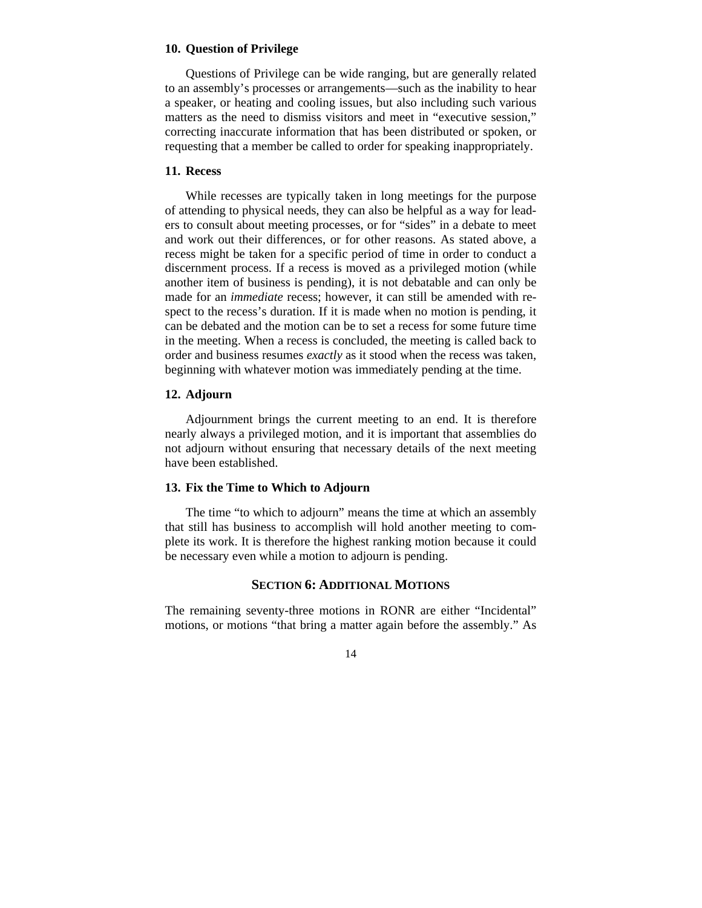### 10. Question of Privilege

Questions of Privilege can be wide ranging, but are generally related to an assembly's processes or arrangements—such as the inability to hear a speaker, or heating and cooling issues, but also including such various matters as the need to dismiss visitors and meet in "executive session," correcting inaccurate information that has been distributed or spoken, or requesting that a member be called to order for speaking inappropriately.

### 11. Recess

While recesses are typically taken in long meetings for the purpose of attending to physical needs, they can also be helpful as a way for leaders to consult about meeting processes, or for "sides" in a debate to meet and work out their differences, or for other reasons. As stated above, a recess might be taken for a specific period of time in order to conduct a discernment process. If a recess is moved as a privileged motion (while another item of business is pending), it is not debatable and can only be made for an *immediate* recess; however, it can still be amended with respect to the recess's duration. If it is made when no motion is pending, it can be debated and the motion can be to set a recess for some future time in the meeting. When a recess is concluded, the meeting is called back to order and business resumes *exactly* as it stood when the recess was taken, beginning with whatever motion was immediately pending at the time.

### 12. Adjourn

Adjournment brings the current meeting to an end. It is therefore nearly always a privileged motion, and it is important that assemblies do not adjourn without ensuring that necessary details of the next meeting have been established.

### 13. Fix the Time to Which to Adjourn

The time "to which to adjourn" means the time at which an assembly that still has business to accomplish will hold another meeting to complete its work. It is therefore the highest ranking motion because it could be necessary even while a motion to adjourn is pending.

## SECTION 6: ADDITIONAL MOTIONS

The remaining seventy-three motions in RONR are either "Incidental" motions, or motions "that bring a matter again before the assembly." As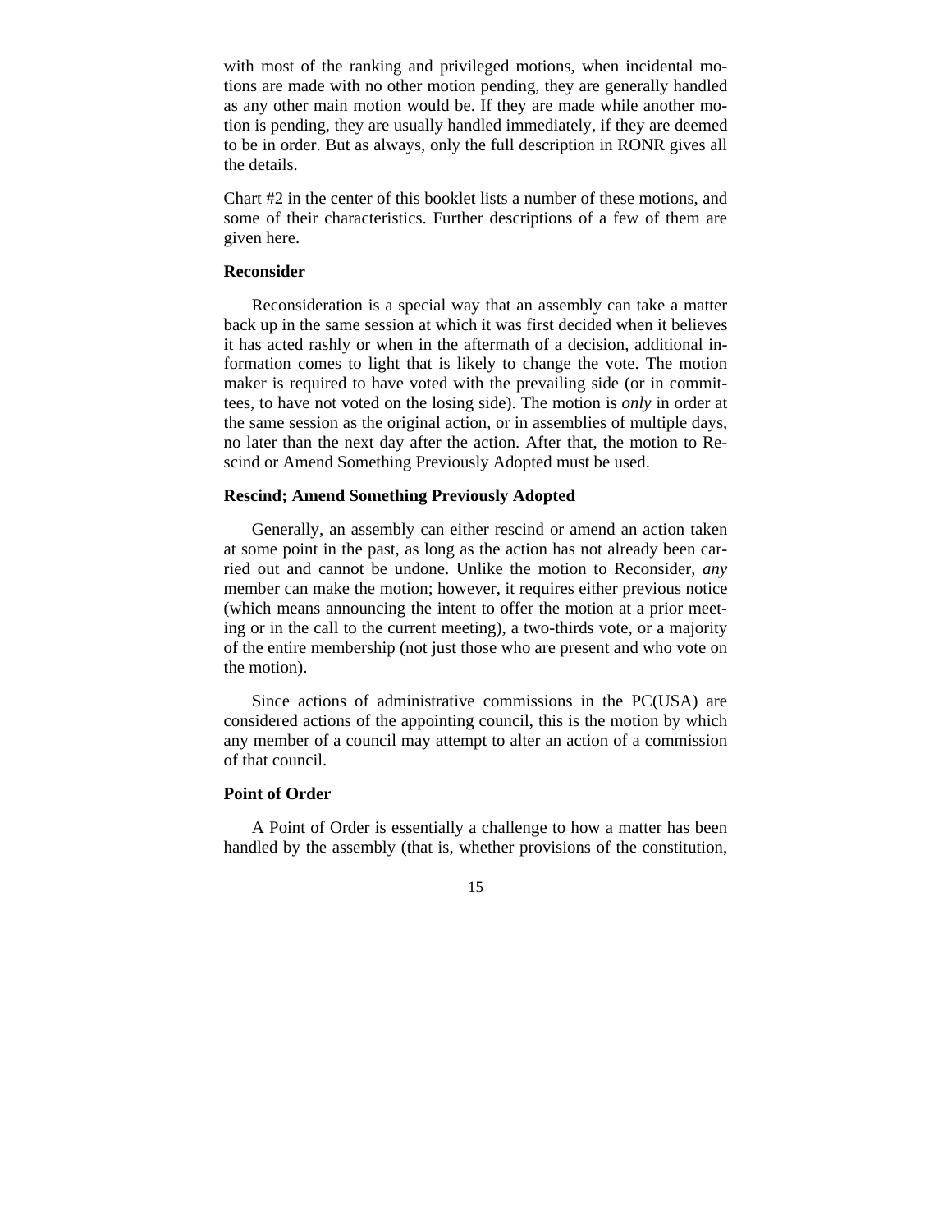with most of the ranking and privileged motions, when incidental motions are made with no other motion pending, they are generally handled as any other main motion would be. If they are made while another motion is pending, they are usually handled immediately, if they are deemed to be in order. But as always, only the full description in RONR gives all the details.

Chart #2 in the center of this booklet lists a number of these motions, and some of their characteristics. Further descriptions of a few of them are given here.

**Reconsider**

Reconsideration is a special way that an assembly can take a matter back up in the same session at which it was first decided when it believes it has acted rashly or when in the aftermath of a decision, additional information comes to light that is likely to change the vote. The motion maker is required to have voted with the prevailing side (or in committees, to have not voted on the losing side). The motion is *only* in order at the same session as the original action, or in assemblies of multiple days, no later than the next day after the action. After that, the motion to Rescind or Amend Something Previously Adopted must be used.

**Rescind; Amend Something Previously Adopted**

Generally, an assembly can either rescind or amend an action taken at some point in the past, as long as the action has not already been carried out and cannot be undone. Unlike the motion to Reconsider, *any* member can make the motion; however, it requires either previous notice (which means announcing the intent to offer the motion at a prior meeting or in the call to the current meeting), a two-thirds vote, or a majority of the entire membership (not just those who are present and who vote on the motion).

Since actions of administrative commissions in the PC(USA) are considered actions of the appointing council, this is the motion by which any member of a council may attempt to alter an action of a commission of that council.

**Point of Order**

A Point of Order is essentially a challenge to how a matter has been handled by the assembly (that is, whether provisions of the constitution,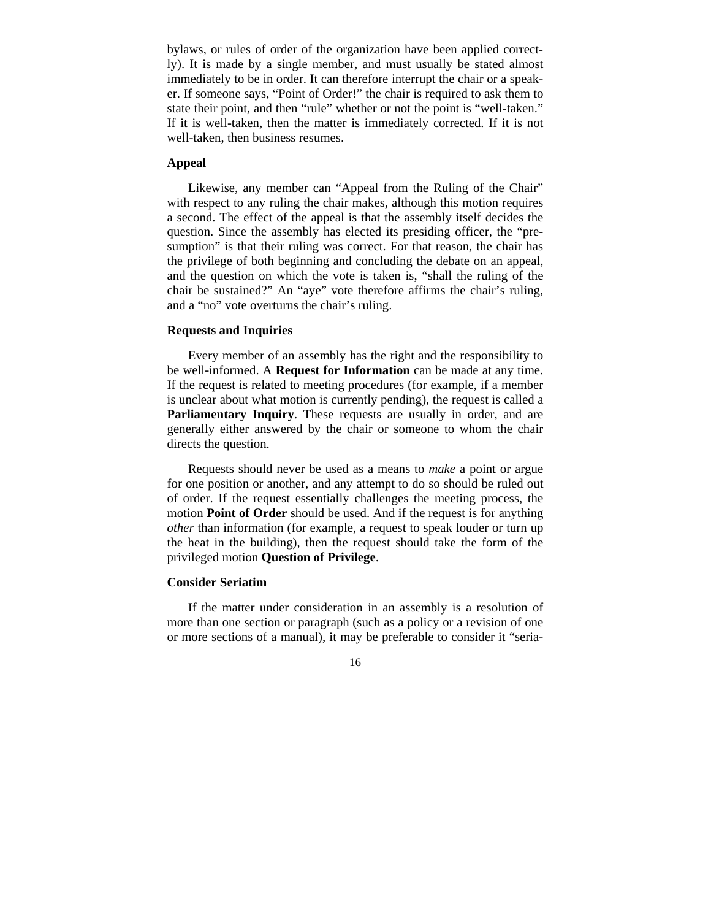bylaws, or rules of order of the organization have been applied correctly). It is made by a single member, and must usually be stated almost immediately to be in order. It can therefore interrupt the chair or a speaker. If someone says, "Point of Order!" the chair is required to ask them to state their point, and then "rule" whether or not the point is "well-taken." If it is well-taken, then the matter is immediately corrected. If it is not well-taken, then business resumes.

### Appeal

Likewise, any member can "Appeal from the Ruling of the Chair" with respect to any ruling the chair makes, although this motion requires a second. The effect of the appeal is that the assembly itself decides the question. Since the assembly has elected its presiding officer, the "presumption" is that their ruling was correct. For that reason, the chair has the privilege of both beginning and concluding the debate on an appeal, and the question on which the vote is taken is, "shall the ruling of the chair be sustained?" An "aye" vote therefore affirms the chair's ruling, and a "no" vote overturns the chair's ruling.

### Requests and Inquiries

Every member of an assembly has the right and the responsibility to be well-informed. A **Request for Information** can be made at any time. If the request is related to meeting procedures (for example, if a member is unclear about what motion is currently pending), the request is called a **Parliamentary Inquiry**. These requests are usually in order, and are generally either answered by the chair or someone to whom the chair directs the question.

Requests should never be used as a means to *make* a point or argue for one position or another, and any attempt to do so should be ruled out of order. If the request essentially challenges the meeting process, the motion **Point of Order** should be used. And if the request is for anything *other* than information (for example, a request to speak louder or turn up the heat in the building), then the request should take the form of the privileged motion **Question of Privilege**.

### Consider Seriatim

If the matter under consideration in an assembly is a resolution of more than one section or paragraph (such as a policy or a revision of one or more sections of a manual), it may be preferable to consider it "seria-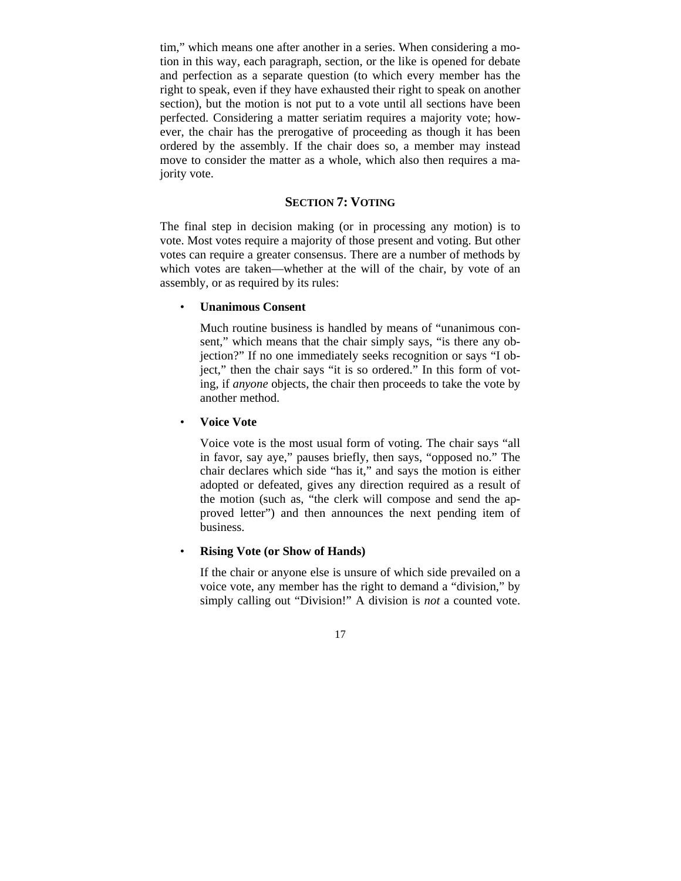tim," which means one after another in a series. When considering a motion in this way, each paragraph, section, or the like is opened for debate and perfection as a separate question (to which every member has the right to speak, even if they have exhausted their right to speak on another section), but the motion is not put to a vote until all sections have been perfected. Considering a matter seriatim requires a majority vote; however, the chair has the prerogative of proceeding as though it has been ordered by the assembly. If the chair does so, a member may instead move to consider the matter as a whole, which also then requires a majority vote.

## SECTION 7: VOTING

The final step in decision making (or in processing any motion) is to vote. Most votes require a majority of those present and voting. But other votes can require a greater consensus. There are a number of methods by which votes are taken—whether at the will of the chair, by vote of an assembly, or as required by its rules:

- **Unanimous Consent**

  Much routine business is handled by means of "unanimous consent," which means that the chair simply says, "is there any objection?" If no one immediately seeks recognition or says "I object," then the chair says "it is so ordered." In this form of voting, if *anyone* objects, the chair then proceeds to take the vote by another method.

- **Voice Vote**

  Voice vote is the most usual form of voting. The chair says "all in favor, say aye," pauses briefly, then says, "opposed no." The chair declares which side "has it," and says the motion is either adopted or defeated, gives any direction required as a result of the motion (such as, "the clerk will compose and send the approved letter") and then announces the next pending item of business.

- **Rising Vote (or Show of Hands)**

  If the chair or anyone else is unsure of which side prevailed on a voice vote, any member has the right to demand a "division," by simply calling out "Division!" A division is *not* a counted vote.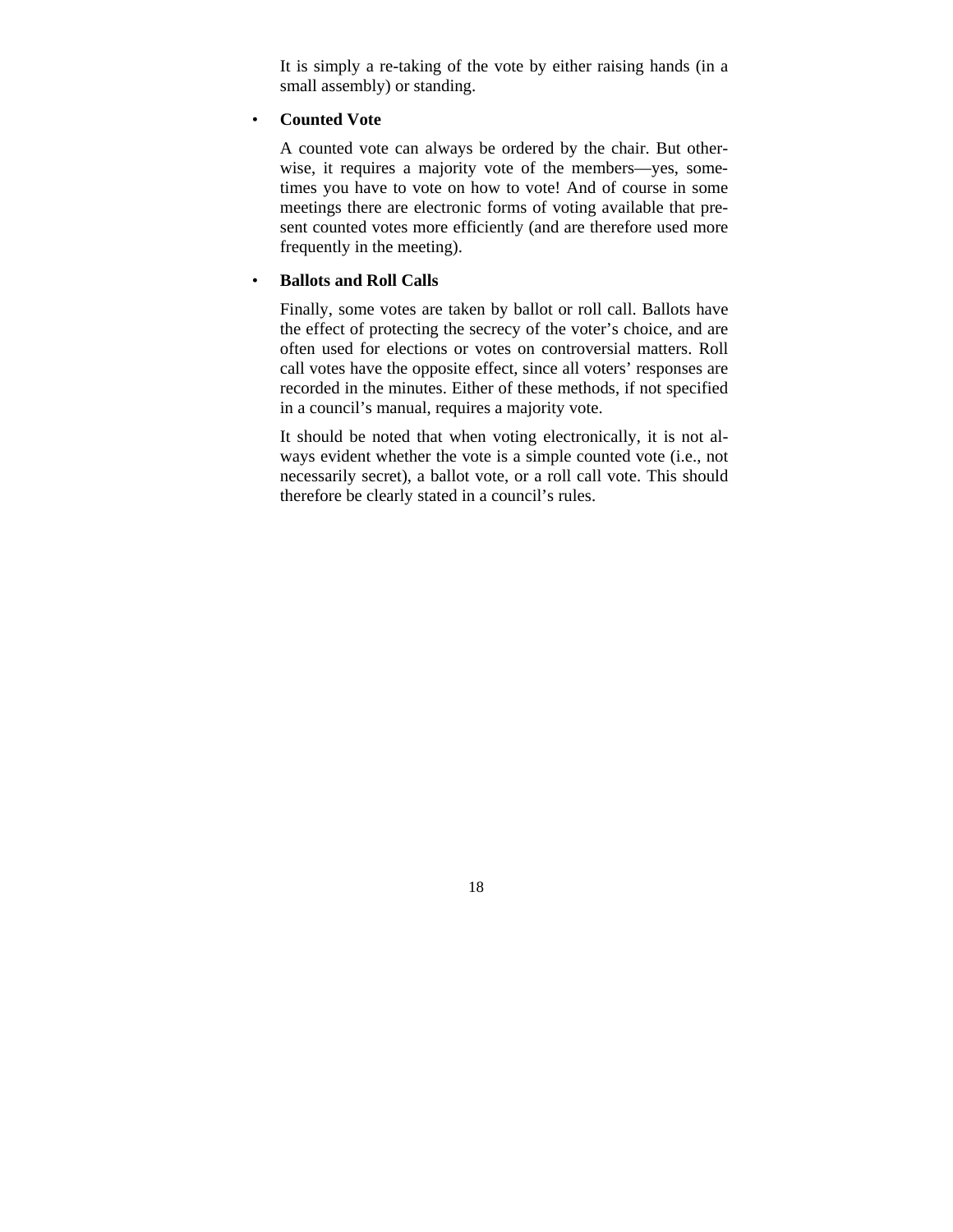It is simply a re-taking of the vote by either raising hands (in a small assembly) or standing.

- **Counted Vote**

  A counted vote can always be ordered by the chair. But otherwise, it requires a majority vote of the members—yes, sometimes you have to vote on how to vote! And of course in some meetings there are electronic forms of voting available that present counted votes more efficiently (and are therefore used more frequently in the meeting).

- **Ballots and Roll Calls**

  Finally, some votes are taken by ballot or roll call. Ballots have the effect of protecting the secrecy of the voter's choice, and are often used for elections or votes on controversial matters. Roll call votes have the opposite effect, since all voters' responses are recorded in the minutes. Either of these methods, if not specified in a council's manual, requires a majority vote.

  It should be noted that when voting electronically, it is not always evident whether the vote is a simple counted vote (i.e., not necessarily secret), a ballot vote, or a roll call vote. This should therefore be clearly stated in a council's rules.